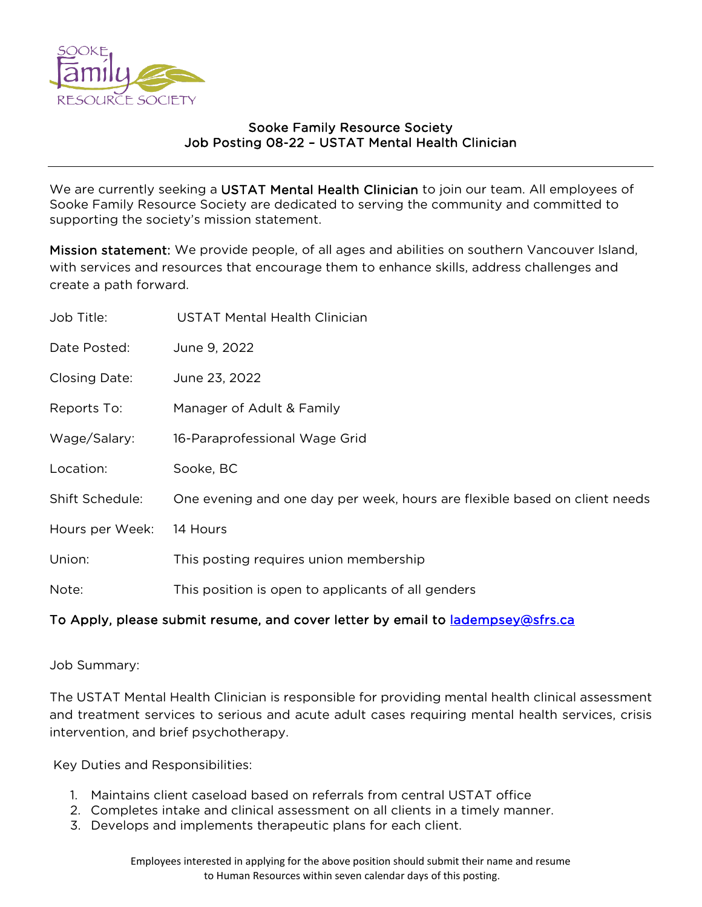# Sooke Family Resource Society
## Job Posting 08-22 – USTAT Mental Health Clinician

We are currently seeking a USTAT Mental Health Clinician to join our team. All employees of Sooke Family Resource Society are dedicated to serving the community and committed to supporting the society's mission statement.

**Mission statement:** We provide people, of all ages and abilities on southern Vancouver Island, with services and resources that encourage them to enhance skills, address challenges and create a path forward.

| | |
|---|---|
| Job Title: | USTAT Mental Health Clinician |
| Date Posted: | June 9, 2022 |
| Closing Date: | June 23, 2022 |
| Reports To: | Manager of Adult & Family |
| Wage/Salary: | 16-Paraprofessional Wage Grid |
| Location: | Sooke, BC |
| Shift Schedule: | One evening and one day per week, hours are flexible based on client needs |
| Hours per Week: | 14 Hours |
| Union: | This posting requires union membership |
| Note: | This position is open to applicants of all genders |

**To Apply, please submit resume, and cover letter by email to ladempsey@sfrs.ca**

Job Summary:

The USTAT Mental Health Clinician is responsible for providing mental health clinical assessment and treatment services to serious and acute adult cases requiring mental health services, crisis intervention, and brief psychotherapy.

Key Duties and Responsibilities:

1. Maintains client caseload based on referrals from central USTAT office
2. Completes intake and clinical assessment on all clients in a timely manner.
3. Develops and implements therapeutic plans for each client.

Employees interested in applying for the above position should submit their name and resume to Human Resources within seven calendar days of this posting.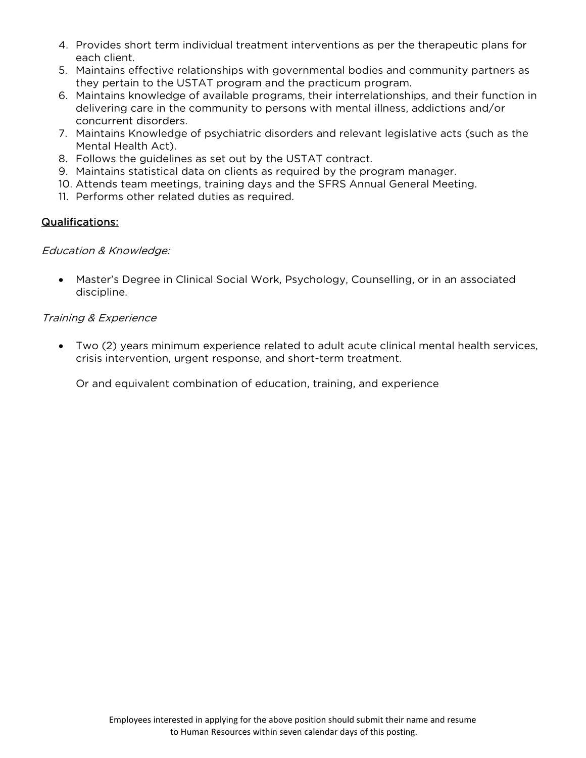4. Provides short term individual treatment interventions as per the therapeutic plans for each client.
5. Maintains effective relationships with governmental bodies and community partners as they pertain to the USTAT program and the practicum program.
6. Maintains knowledge of available programs, their interrelationships, and their function in delivering care in the community to persons with mental illness, addictions and/or concurrent disorders.
7. Maintains Knowledge of psychiatric disorders and relevant legislative acts (such as the Mental Health Act).
8. Follows the guidelines as set out by the USTAT contract.
9. Maintains statistical data on clients as required by the program manager.
10. Attends team meetings, training days and the SFRS Annual General Meeting.
11. Performs other related duties as required.

## Qualifications:

*Education & Knowledge:*

- Master's Degree in Clinical Social Work, Psychology, Counselling, or in an associated discipline.

*Training & Experience*

- Two (2) years minimum experience related to adult acute clinical mental health services, crisis intervention, urgent response, and short-term treatment.

  Or and equivalent combination of education, training, and experience

Employees interested in applying for the above position should submit their name and resume to Human Resources within seven calendar days of this posting.